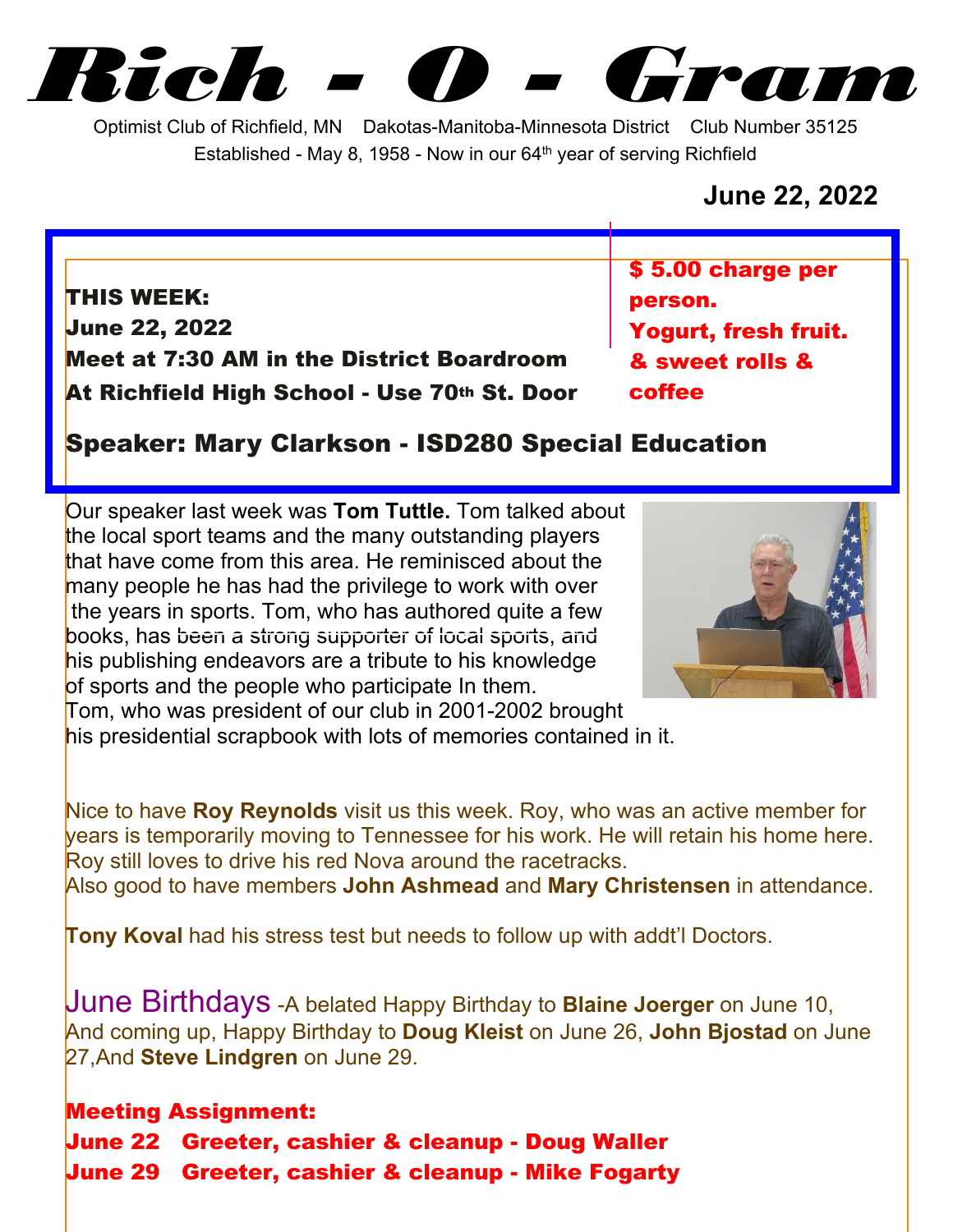# Rich - O - Gram

Optimist Club of Richfield, MN Dakotas-Manitoba-Minnesota District Club Number 35125

Established - May 8, 1958 - Now in our 64th year of serving Richfield

**June 22, 2022**

**THIS WEEK:**
**June 22, 2022**
**Meet at 7:30 AM in the District Boardroom**
**At Richfield High School - Use 70th St. Door**

**$ 5.00 charge per person.**
**Yogurt, fresh fruit. & sweet rolls & coffee**

**Speaker: Mary Clarkson - ISD280 Special Education**

Our speaker last week was **Tom Tuttle.** Tom talked about the local sport teams and the many outstanding players that have come from this area. He reminisced about the many people he has had the privilege to work with over the years in sports. Tom, who has authored quite a few books, has been a strong supporter of local sports, and his publishing endeavors are a tribute to his knowledge of sports and the people who participate In them. Tom, who was president of our club in 2001-2002 brought his presidential scrapbook with lots of memories contained in it.

Nice to have **Roy Reynolds** visit us this week. Roy, who was an active member for years is temporarily moving to Tennessee for his work. He will retain his home here. Roy still loves to drive his red Nova around the racetracks.
Also good to have members **John Ashmead** and **Mary Christensen** in attendance.

**Tony Koval** had his stress test but needs to follow up with addt'l Doctors.

June Birthdays -A belated Happy Birthday to **Blaine Joerger** on June 10, And coming up, Happy Birthday to **Doug Kleist** on June 26, **John Bjostad** on June 27,And **Steve Lindgren** on June 29.

**Meeting Assignment:**
**June 22 Greeter, cashier & cleanup - Doug Waller**
**June 29 Greeter, cashier & cleanup - Mike Fogarty**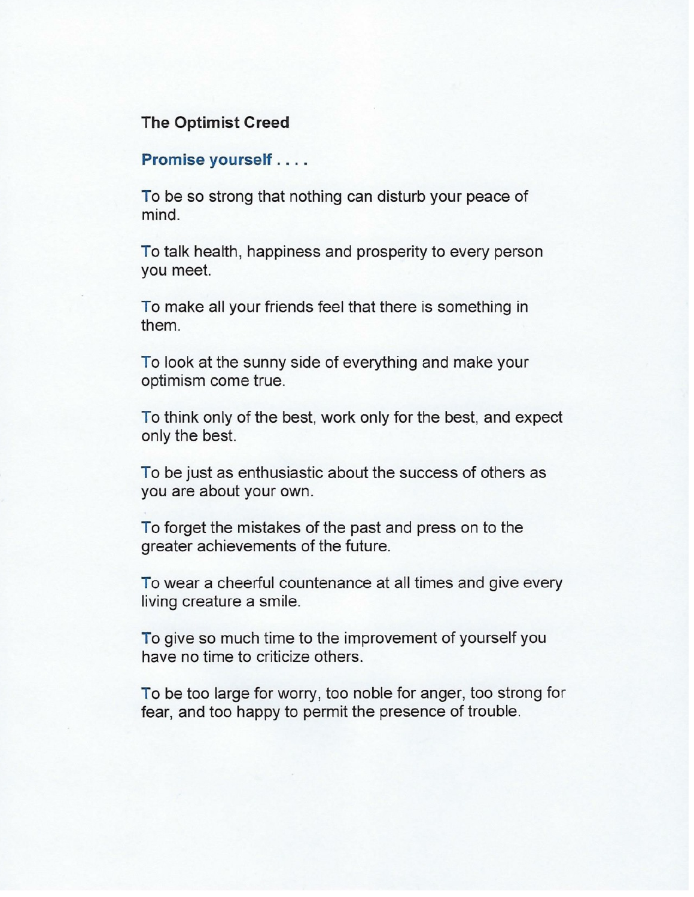## The Optimist Creed

**Promise yourself . . . .**

To be so strong that nothing can disturb your peace of mind.

To talk health, happiness and prosperity to every person you meet.

To make all your friends feel that there is something in them.

To look at the sunny side of everything and make your optimism come true.

To think only of the best, work only for the best, and expect only the best.

To be just as enthusiastic about the success of others as you are about your own.

To forget the mistakes of the past and press on to the greater achievements of the future.

To wear a cheerful countenance at all times and give every living creature a smile.

To give so much time to the improvement of yourself you have no time to criticize others.

To be too large for worry, too noble for anger, too strong for fear, and too happy to permit the presence of trouble.